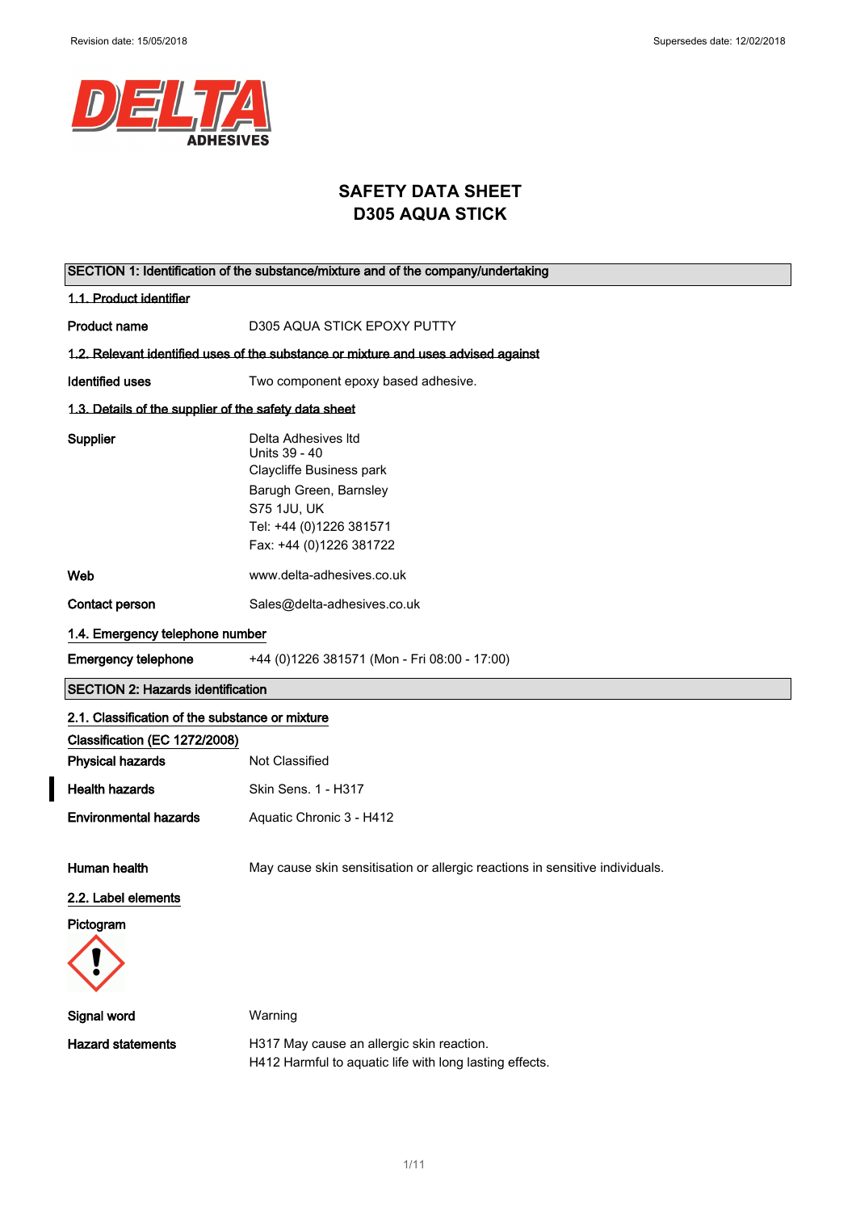Revision date: 15/05/2018

Supersedes date: 12/02/2018

# SAFETY DATA SHEET
# D305 AQUA STICK

## SECTION 1: Identification of the substance/mixture and of the company/undertaking

### 1.1. Product identifier

**Product name** D305 AQUA STICK EPOXY PUTTY

### 1.2. Relevant identified uses of the substance or mixture and uses advised against

**Identified uses** Two component epoxy based adhesive.

### 1.3. Details of the supplier of the safety data sheet

**Supplier**
Delta Adhesives ltd
Units 39 - 40
Claycliffe Business park
Barugh Green, Barnsley
S75 1JU, UK
Tel: +44 (0)1226 381571
Fax: +44 (0)1226 381722

**Web** www.delta-adhesives.co.uk

**Contact person** Sales@delta-adhesives.co.uk

### 1.4. Emergency telephone number

**Emergency telephone** +44 (0)1226 381571 (Mon - Fri 08:00 - 17:00)

## SECTION 2: Hazards identification

### 2.1. Classification of the substance or mixture

**Classification (EC 1272/2008)**

**Physical hazards** Not Classified

**Health hazards** Skin Sens. 1 - H317

**Environmental hazards** Aquatic Chronic 3 - H412

**Human health** May cause skin sensitisation or allergic reactions in sensitive individuals.

### 2.2. Label elements

**Pictogram**

**Signal word** Warning

**Hazard statements**
H317 May cause an allergic skin reaction.
H412 Harmful to aquatic life with long lasting effects.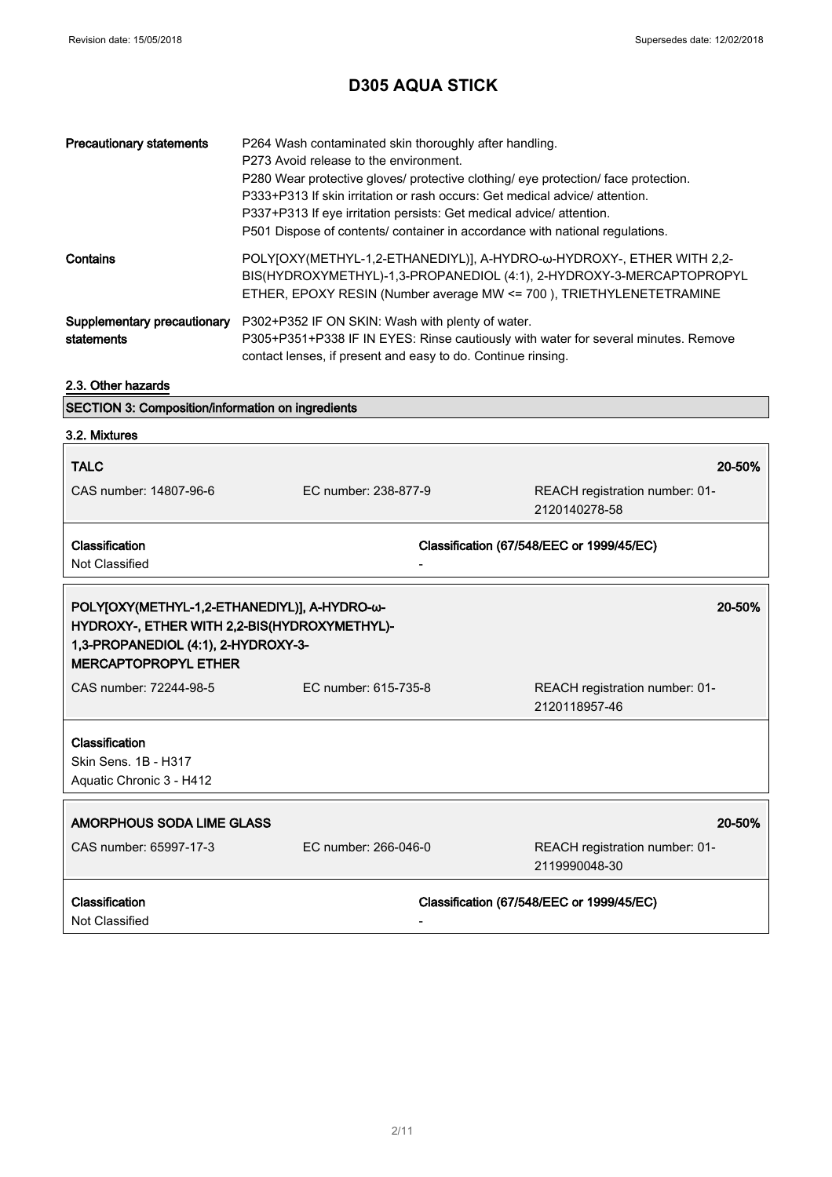| Precautionary statements | P264 Wash contaminated skin thoroughly after handling.<br>P273 Avoid release to the environment.<br>P280 Wear protective gloves/ protective clothing/ eye protection/ face protection.<br>P333+P313 If skin irritation or rash occurs: Get medical advice/ attention.<br>P337+P313 If eye irritation persists: Get medical advice/ attention.<br>P501 Dispose of contents/ container in accordance with national regulations. |
|---|---|
| Contains | POLY[OXY(METHYL-1,2-ETHANEDIYL)], A-HYDRO-ω-HYDROXY-, ETHER WITH 2,2-BIS(HYDROXYMETHYL)-1,3-PROPANEDIOL (4:1), 2-HYDROXY-3-MERCAPTOPROPYL ETHER, EPOXY RESIN (Number average MW <= 700 ), TRIETHYLENETETRAMINE |
| Supplementary precautionary statements | P302+P352 IF ON SKIN: Wash with plenty of water.<br>P305+P351+P338 IF IN EYES: Rinse cautiously with water for several minutes. Remove contact lenses, if present and easy to do. Continue rinsing. |

### 2.3. Other hazards

## SECTION 3: Composition/information on ingredients

### 3.2. Mixtures

| **TALC** | | **20-50%** |
|---|---|---|
| CAS number: 14807-96-6 | EC number: 238-877-9 | REACH registration number: 01-2120140278-58 |
| **Classification**<br>Not Classified | | **Classification (67/548/EEC or 1999/45/EC)**<br>- |

| **POLY[OXY(METHYL-1,2-ETHANEDIYL)], A-HYDRO-ω-HYDROXY-, ETHER WITH 2,2-BIS(HYDROXYMETHYL)-1,3-PROPANEDIOL (4:1), 2-HYDROXY-3-MERCAPTOPROPYL ETHER** | | **20-50%** |
|---|---|---|
| CAS number: 72244-98-5 | EC number: 615-735-8 | REACH registration number: 01-2120118957-46 |
| **Classification**<br>Skin Sens. 1B - H317<br>Aquatic Chronic 3 - H412 | | |

| **AMORPHOUS SODA LIME GLASS** | | **20-50%** |
|---|---|---|
| CAS number: 65997-17-3 | EC number: 266-046-0 | REACH registration number: 01-2119990048-30 |
| **Classification**<br>Not Classified | | **Classification (67/548/EEC or 1999/45/EC)**<br>- |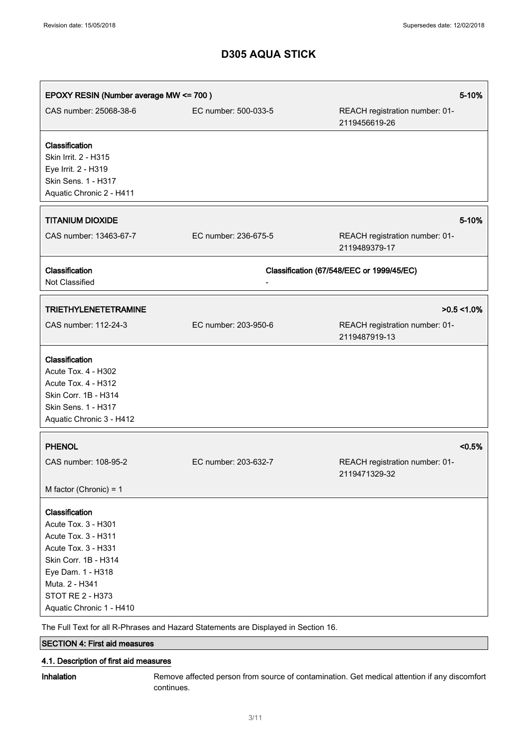| **EPOXY RESIN (Number average MW <= 700 )** | | **5-10%** |
|---|---|---|
| CAS number: 25068-38-6 | EC number: 500-033-5 | REACH registration number: 01-2119456619-26 |

**Classification**
Skin Irrit. 2 - H315
Eye Irrit. 2 - H319
Skin Sens. 1 - H317
Aquatic Chronic 2 - H411

| **TITANIUM DIOXIDE** | | **5-10%** |
|---|---|---|
| CAS number: 13463-67-7 | EC number: 236-675-5 | REACH registration number: 01-2119489379-17 |

| **Classification** | **Classification (67/548/EEC or 1999/45/EC)** |
|---|---|
| Not Classified | - |

| **TRIETHYLENETETRAMINE** | | **>0.5 <1.0%** |
|---|---|---|
| CAS number: 112-24-3 | EC number: 203-950-6 | REACH registration number: 01-2119487919-13 |

**Classification**
Acute Tox. 4 - H302
Acute Tox. 4 - H312
Skin Corr. 1B - H314
Skin Sens. 1 - H317
Aquatic Chronic 3 - H412

| **PHENOL** | | **<0.5%** |
|---|---|---|
| CAS number: 108-95-2 | EC number: 203-632-7 | REACH registration number: 01-2119471329-32 |
| M factor (Chronic) = 1 | | |

**Classification**
Acute Tox. 3 - H301
Acute Tox. 3 - H311
Acute Tox. 3 - H331
Skin Corr. 1B - H314
Eye Dam. 1 - H318
Muta. 2 - H341
STOT RE 2 - H373
Aquatic Chronic 1 - H410

The Full Text for all R-Phrases and Hazard Statements are Displayed in Section 16.

## SECTION 4: First aid measures

### 4.1. Description of first aid measures

**Inhalation** Remove affected person from source of contamination. Get medical attention if any discomfort continues.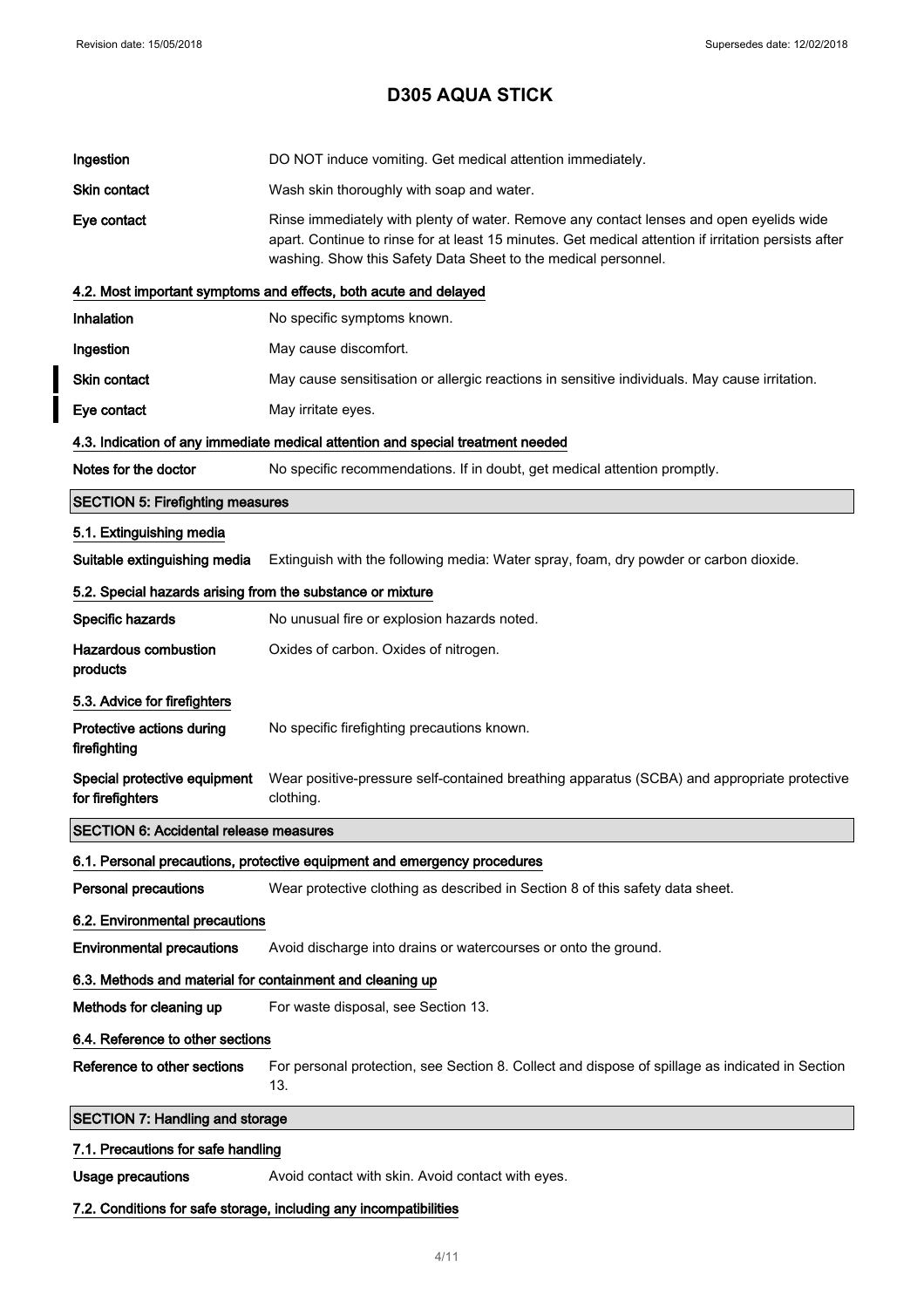| | |
|---|---|
| **Ingestion** | DO NOT induce vomiting. Get medical attention immediately. |
| **Skin contact** | Wash skin thoroughly with soap and water. |
| **Eye contact** | Rinse immediately with plenty of water. Remove any contact lenses and open eyelids wide apart. Continue to rinse for at least 15 minutes. Get medical attention if irritation persists after washing. Show this Safety Data Sheet to the medical personnel. |

### 4.2. Most important symptoms and effects, both acute and delayed

| | |
|---|---|
| **Inhalation** | No specific symptoms known. |
| **Ingestion** | May cause discomfort. |
| **Skin contact** | May cause sensitisation or allergic reactions in sensitive individuals. May cause irritation. |
| **Eye contact** | May irritate eyes. |

### 4.3. Indication of any immediate medical attention and special treatment needed

| | |
|---|---|
| **Notes for the doctor** | No specific recommendations. If in doubt, get medical attention promptly. |

## SECTION 5: Firefighting measures

### 5.1. Extinguishing media

| | |
|---|---|
| **Suitable extinguishing media** | Extinguish with the following media: Water spray, foam, dry powder or carbon dioxide. |

### 5.2. Special hazards arising from the substance or mixture

| | |
|---|---|
| **Specific hazards** | No unusual fire or explosion hazards noted. |
| **Hazardous combustion products** | Oxides of carbon. Oxides of nitrogen. |

### 5.3. Advice for firefighters

| | |
|---|---|
| **Protective actions during firefighting** | No specific firefighting precautions known. |
| **Special protective equipment for firefighters** | Wear positive-pressure self-contained breathing apparatus (SCBA) and appropriate protective clothing. |

## SECTION 6: Accidental release measures

### 6.1. Personal precautions, protective equipment and emergency procedures

| | |
|---|---|
| **Personal precautions** | Wear protective clothing as described in Section 8 of this safety data sheet. |

### 6.2. Environmental precautions

| | |
|---|---|
| **Environmental precautions** | Avoid discharge into drains or watercourses or onto the ground. |

### 6.3. Methods and material for containment and cleaning up

| | |
|---|---|
| **Methods for cleaning up** | For waste disposal, see Section 13. |

### 6.4. Reference to other sections

| | |
|---|---|
| **Reference to other sections** | For personal protection, see Section 8. Collect and dispose of spillage as indicated in Section 13. |

## SECTION 7: Handling and storage

### 7.1. Precautions for safe handling

| | |
|---|---|
| **Usage precautions** | Avoid contact with skin. Avoid contact with eyes. |

### 7.2. Conditions for safe storage, including any incompatibilities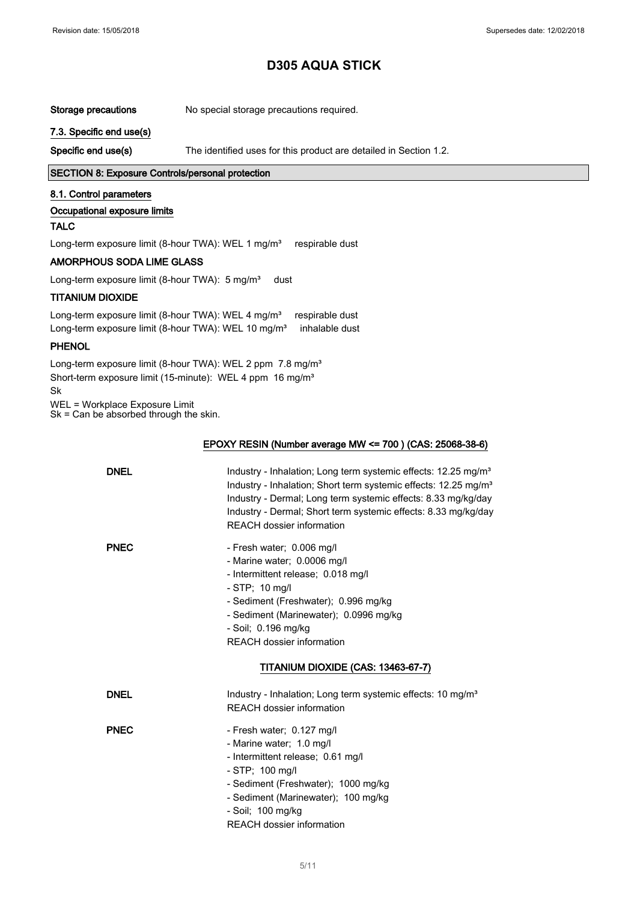# D305 AQUA STICK

**Storage precautions** No special storage precautions required.

**7.3. Specific end use(s)**

**Specific end use(s)** The identified uses for this product are detailed in Section 1.2.

## SECTION 8: Exposure Controls/personal protection

**8.1. Control parameters**

**Occupational exposure limits**

**TALC**

Long-term exposure limit (8-hour TWA): WEL 1 mg/m³ respirable dust

**AMORPHOUS SODA LIME GLASS**

Long-term exposure limit (8-hour TWA): 5 mg/m³ dust

**TITANIUM DIOXIDE**

Long-term exposure limit (8-hour TWA): WEL 4 mg/m³ respirable dust
Long-term exposure limit (8-hour TWA): WEL 10 mg/m³ inhalable dust

**PHENOL**

Long-term exposure limit (8-hour TWA): WEL 2 ppm 7.8 mg/m³
Short-term exposure limit (15-minute): WEL 4 ppm 16 mg/m³
Sk

WEL = Workplace Exposure Limit
Sk = Can be absorbed through the skin.

**EPOXY RESIN (Number average MW <= 700 ) (CAS: 25068-38-6)**

**DNEL**
Industry - Inhalation; Long term systemic effects: 12.25 mg/m³
Industry - Inhalation; Short term systemic effects: 12.25 mg/m³
Industry - Dermal; Long term systemic effects: 8.33 mg/kg/day
Industry - Dermal; Short term systemic effects: 8.33 mg/kg/day
REACH dossier information

**PNEC**
- Fresh water; 0.006 mg/l
- Marine water; 0.0006 mg/l
- Intermittent release; 0.018 mg/l
- STP; 10 mg/l
- Sediment (Freshwater); 0.996 mg/kg
- Sediment (Marinewater); 0.0996 mg/kg
- Soil; 0.196 mg/kg

REACH dossier information

**TITANIUM DIOXIDE (CAS: 13463-67-7)**

**DNEL**
Industry - Inhalation; Long term systemic effects: 10 mg/m³
REACH dossier information

**PNEC**
- Fresh water; 0.127 mg/l
- Marine water; 1.0 mg/l
- Intermittent release; 0.61 mg/l
- STP; 100 mg/l
- Sediment (Freshwater); 1000 mg/kg
- Sediment (Marinewater); 100 mg/kg
- Soil; 100 mg/kg

REACH dossier information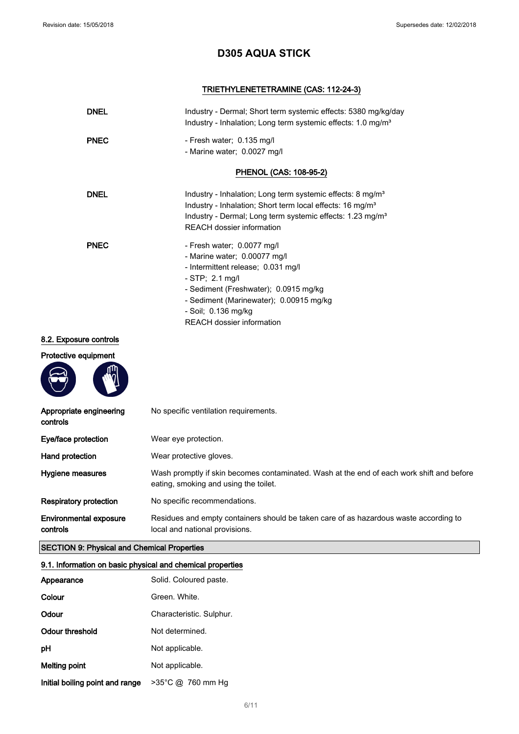# D305 AQUA STICK

### TRIETHYLENETETRAMINE (CAS: 112-24-3)

| | |
|---|---|
| **DNEL** | Industry - Dermal; Short term systemic effects: 5380 mg/kg/day<br>Industry - Inhalation; Long term systemic effects: 1.0 mg/m³ |
| **PNEC** | - Fresh water; 0.135 mg/l<br>- Marine water; 0.0027 mg/l |

### PHENOL (CAS: 108-95-2)

| | |
|---|---|
| **DNEL** | Industry - Inhalation; Long term systemic effects: 8 mg/m³<br>Industry - Inhalation; Short term local effects: 16 mg/m³<br>Industry - Dermal; Long term systemic effects: 1.23 mg/m³<br>REACH dossier information |
| **PNEC** | - Fresh water; 0.0077 mg/l<br>- Marine water; 0.00077 mg/l<br>- Intermittent release; 0.031 mg/l<br>- STP; 2.1 mg/l<br>- Sediment (Freshwater); 0.0915 mg/kg<br>- Sediment (Marinewater); 0.00915 mg/kg<br>- Soil; 0.136 mg/kg<br>REACH dossier information |

### 8.2. Exposure controls

**Protective equipment**

| | |
|---|---|
| **Appropriate engineering controls** | No specific ventilation requirements. |
| **Eye/face protection** | Wear eye protection. |
| **Hand protection** | Wear protective gloves. |
| **Hygiene measures** | Wash promptly if skin becomes contaminated. Wash at the end of each work shift and before eating, smoking and using the toilet. |
| **Respiratory protection** | No specific recommendations. |
| **Environmental exposure controls** | Residues and empty containers should be taken care of as hazardous waste according to local and national provisions. |

## SECTION 9: Physical and Chemical Properties

### 9.1. Information on basic physical and chemical properties

| | |
|---|---|
| **Appearance** | Solid. Coloured paste. |
| **Colour** | Green. White. |
| **Odour** | Characteristic. Sulphur. |
| **Odour threshold** | Not determined. |
| **pH** | Not applicable. |
| **Melting point** | Not applicable. |
| **Initial boiling point and range** | >35°C @ 760 mm Hg |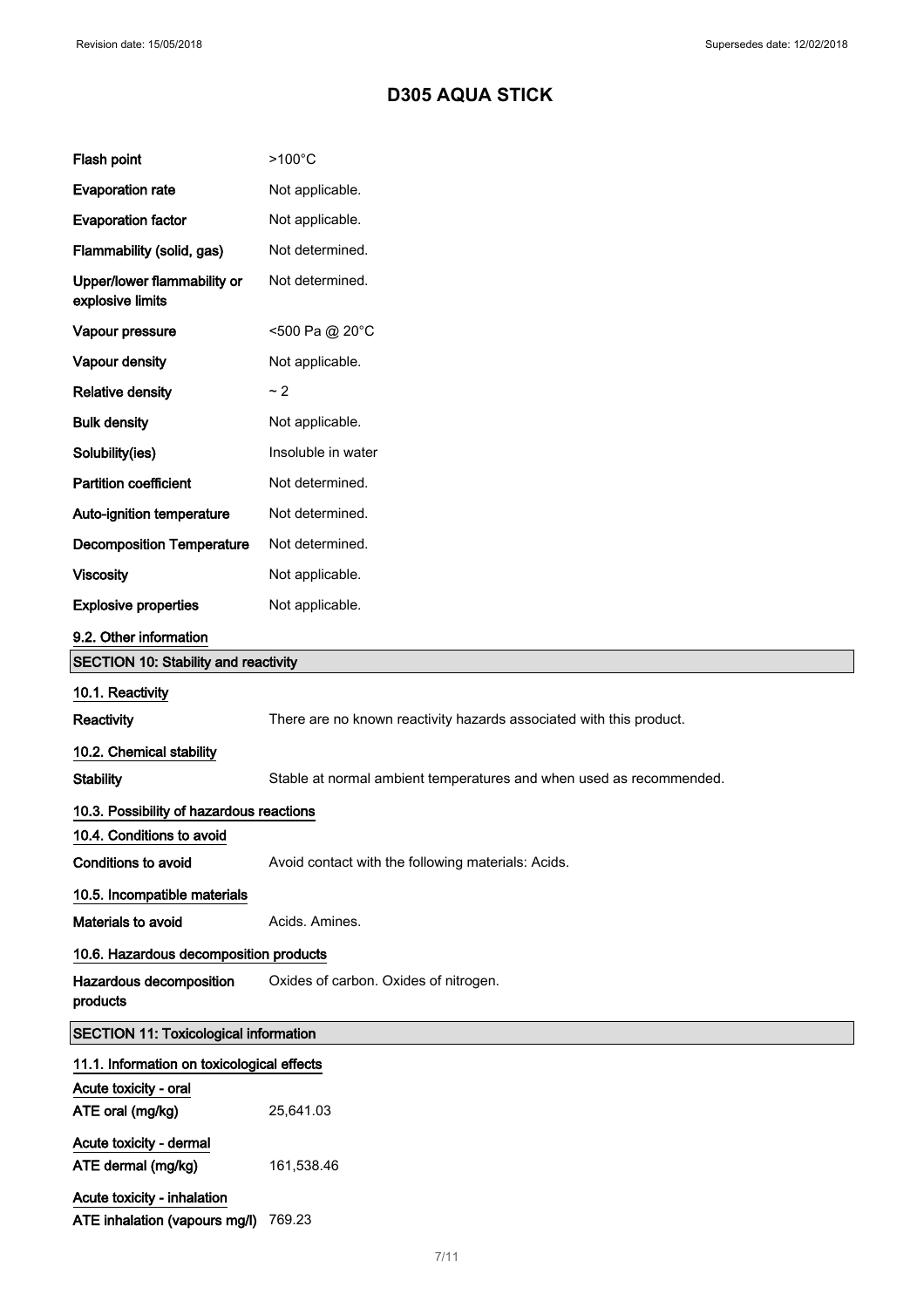# D305 AQUA STICK

| | |
|---|---|
| **Flash point** | >100°C |
| **Evaporation rate** | Not applicable. |
| **Evaporation factor** | Not applicable. |
| **Flammability (solid, gas)** | Not determined. |
| **Upper/lower flammability or explosive limits** | Not determined. |
| **Vapour pressure** | <500 Pa @ 20°C |
| **Vapour density** | Not applicable. |
| **Relative density** | ~ 2 |
| **Bulk density** | Not applicable. |
| **Solubility(ies)** | Insoluble in water |
| **Partition coefficient** | Not determined. |
| **Auto-ignition temperature** | Not determined. |
| **Decomposition Temperature** | Not determined. |
| **Viscosity** | Not applicable. |
| **Explosive properties** | Not applicable. |

**9.2. Other information**

## SECTION 10: Stability and reactivity

**10.1. Reactivity**

**Reactivity** There are no known reactivity hazards associated with this product.

**10.2. Chemical stability**

**Stability** Stable at normal ambient temperatures and when used as recommended.

**10.3. Possibility of hazardous reactions**

**10.4. Conditions to avoid**

**Conditions to avoid** Avoid contact with the following materials: Acids.

**10.5. Incompatible materials**

**Materials to avoid** Acids. Amines.

**10.6. Hazardous decomposition products**

**Hazardous decomposition products** Oxides of carbon. Oxides of nitrogen.

## SECTION 11: Toxicological information

**11.1. Information on toxicological effects**

**Acute toxicity - oral**

**ATE oral (mg/kg)** 25,641.03

**Acute toxicity - dermal**

**ATE dermal (mg/kg)** 161,538.46

**Acute toxicity - inhalation**

**ATE inhalation (vapours mg/l)** 769.23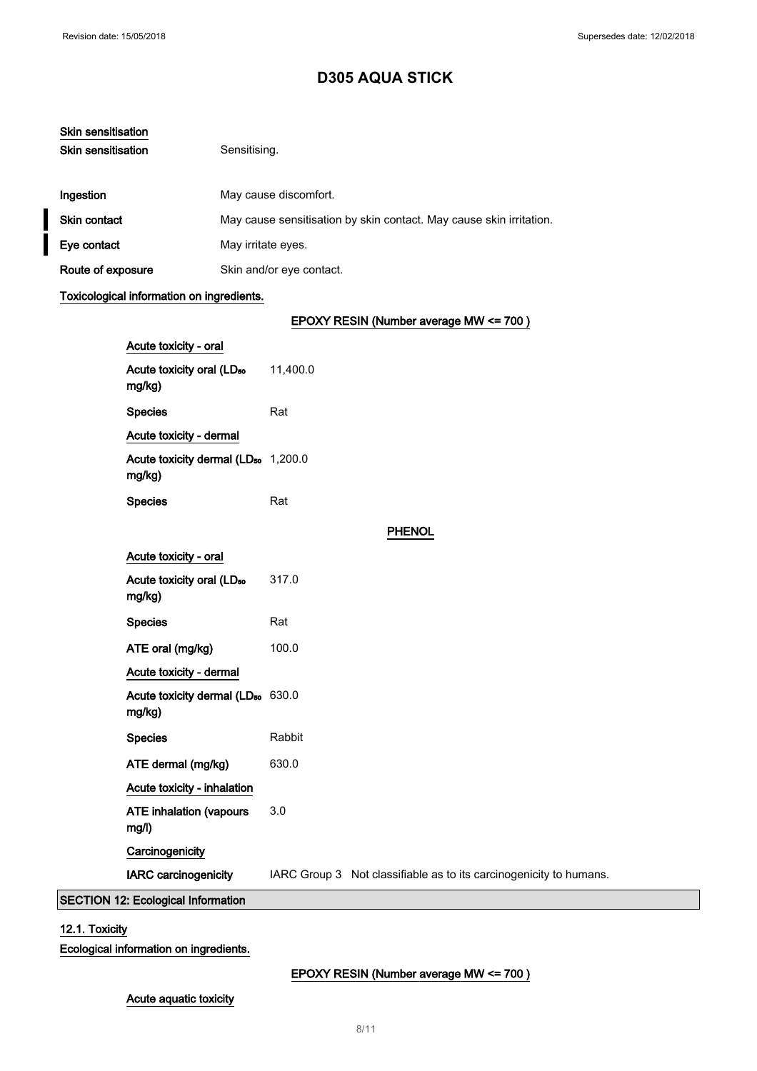# D305 AQUA STICK

**Skin sensitisation**

| | |
|---|---|
| **Skin sensitisation** | Sensitising. |
| **Ingestion** | May cause discomfort. |
| **Skin contact** | May cause sensitisation by skin contact. May cause skin irritation. |
| **Eye contact** | May irritate eyes. |
| **Route of exposure** | Skin and/or eye contact. |

**Toxicological information on ingredients.**

**EPOXY RESIN (Number average MW <= 700 )**

| | |
|---|---|
| **Acute toxicity - oral** | |
| **Acute toxicity oral ($LD_{50}$ mg/kg)** | 11,400.0 |
| **Species** | Rat |
| **Acute toxicity - dermal** | |
| **Acute toxicity dermal ($LD_{50}$ mg/kg)** | 1,200.0 |
| **Species** | Rat |

**PHENOL**

| | |
|---|---|
| **Acute toxicity - oral** | |
| **Acute toxicity oral ($LD_{50}$ mg/kg)** | 317.0 |
| **Species** | Rat |
| **ATE oral (mg/kg)** | 100.0 |
| **Acute toxicity - dermal** | |
| **Acute toxicity dermal ($LD_{50}$ mg/kg)** | 630.0 |
| **Species** | Rabbit |
| **ATE dermal (mg/kg)** | 630.0 |
| **Acute toxicity - inhalation** | |
| **ATE inhalation (vapours mg/l)** | 3.0 |
| **Carcinogenicity** | |
| **IARC carcinogenicity** | IARC Group 3 Not classifiable as to its carcinogenicity to humans. |

## SECTION 12: Ecological Information

**12.1. Toxicity**

**Ecological information on ingredients.**

**EPOXY RESIN (Number average MW <= 700 )**

**Acute aquatic toxicity**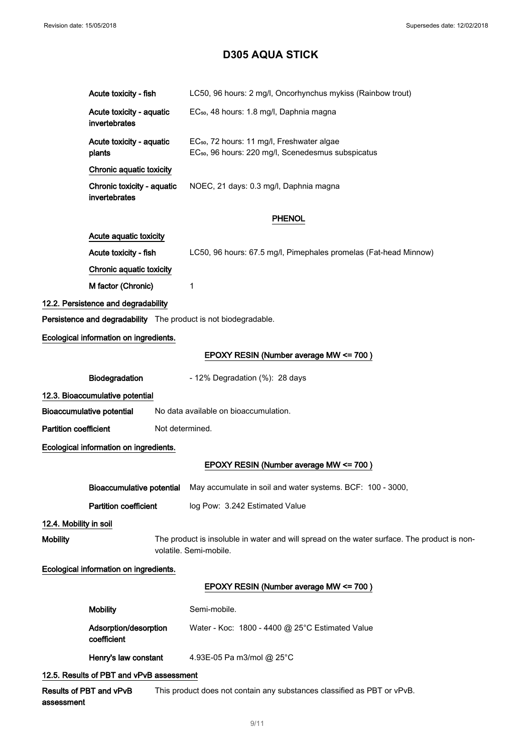# D305 AQUA STICK

**Acute toxicity - fish** LC50, 96 hours: 2 mg/l, Oncorhynchus mykiss (Rainbow trout)

**Acute toxicity - aquatic invertebrates** $EC_{50}$, 48 hours: 1.8 mg/l, Daphnia magna

**Acute toxicity - aquatic plants** $EC_{50}$, 72 hours: 11 mg/l, Freshwater algae
$EC_{50}$, 96 hours: 220 mg/l, Scenedesmus subspicatus

**Chronic aquatic toxicity**

**Chronic toxicity - aquatic invertebrates** NOEC, 21 days: 0.3 mg/l, Daphnia magna

**PHENOL**

**Acute aquatic toxicity**

**Acute toxicity - fish** LC50, 96 hours: 67.5 mg/l, Pimephales promelas (Fat-head Minnow)

**Chronic aquatic toxicity**

**M factor (Chronic)** 1

### 12.2. Persistence and degradability

**Persistence and degradability** The product is not biodegradable.

**Ecological information on ingredients.**

**EPOXY RESIN (Number average MW <= 700 )**

**Biodegradation** - 12% Degradation (%): 28 days

### 12.3. Bioaccumulative potential

**Bioaccumulative potential** No data available on bioaccumulation.

**Partition coefficient** Not determined.

**Ecological information on ingredients.**

**EPOXY RESIN (Number average MW <= 700 )**

**Bioaccumulative potential** May accumulate in soil and water systems. BCF: 100 - 3000,

**Partition coefficient** log Pow: 3.242 Estimated Value

### 12.4. Mobility in soil

**Mobility** The product is insoluble in water and will spread on the water surface. The product is non-volatile. Semi-mobile.

**Ecological information on ingredients.**

**EPOXY RESIN (Number average MW <= 700 )**

**Mobility** Semi-mobile.

**Adsorption/desorption coefficient** Water - Koc: 1800 - 4400 @ 25°C Estimated Value

**Henry's law constant** 4.93E-05 Pa m3/mol @ 25°C

### 12.5. Results of PBT and vPvB assessment

**Results of PBT and vPvB assessment** This product does not contain any substances classified as PBT or vPvB.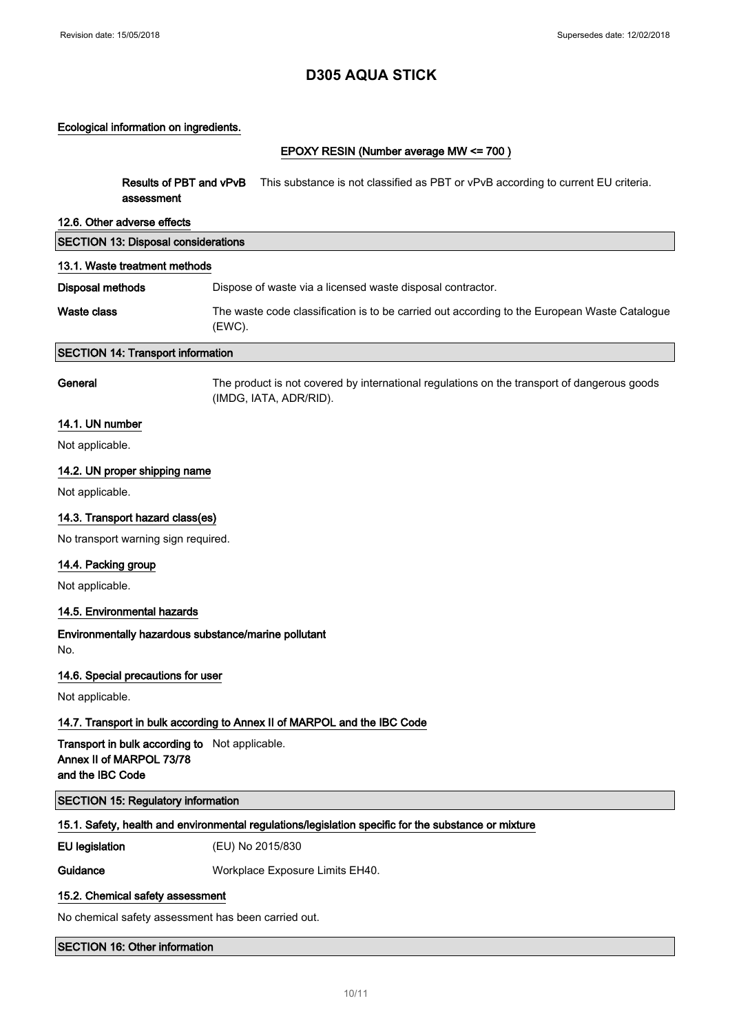# D305 AQUA STICK

Ecological information on ingredients.

EPOXY RESIN (Number average MW <= 700 )

**Results of PBT and vPvB assessment** This substance is not classified as PBT or vPvB according to current EU criteria.

### 12.6. Other adverse effects

## SECTION 13: Disposal considerations

### 13.1. Waste treatment methods

**Disposal methods** Dispose of waste via a licensed waste disposal contractor.

**Waste class** The waste code classification is to be carried out according to the European Waste Catalogue (EWC).

## SECTION 14: Transport information

**General** The product is not covered by international regulations on the transport of dangerous goods (IMDG, IATA, ADR/RID).

### 14.1. UN number

Not applicable.

### 14.2. UN proper shipping name

Not applicable.

### 14.3. Transport hazard class(es)

No transport warning sign required.

### 14.4. Packing group

Not applicable.

### 14.5. Environmental hazards

**Environmentally hazardous substance/marine pollutant**

No.

### 14.6. Special precautions for user

Not applicable.

### 14.7. Transport in bulk according to Annex II of MARPOL and the IBC Code

**Transport in bulk according to Annex II of MARPOL 73/78 and the IBC Code** Not applicable.

## SECTION 15: Regulatory information

### 15.1. Safety, health and environmental regulations/legislation specific for the substance or mixture

**EU legislation** (EU) No 2015/830

**Guidance** Workplace Exposure Limits EH40.

### 15.2. Chemical safety assessment

No chemical safety assessment has been carried out.

## SECTION 16: Other information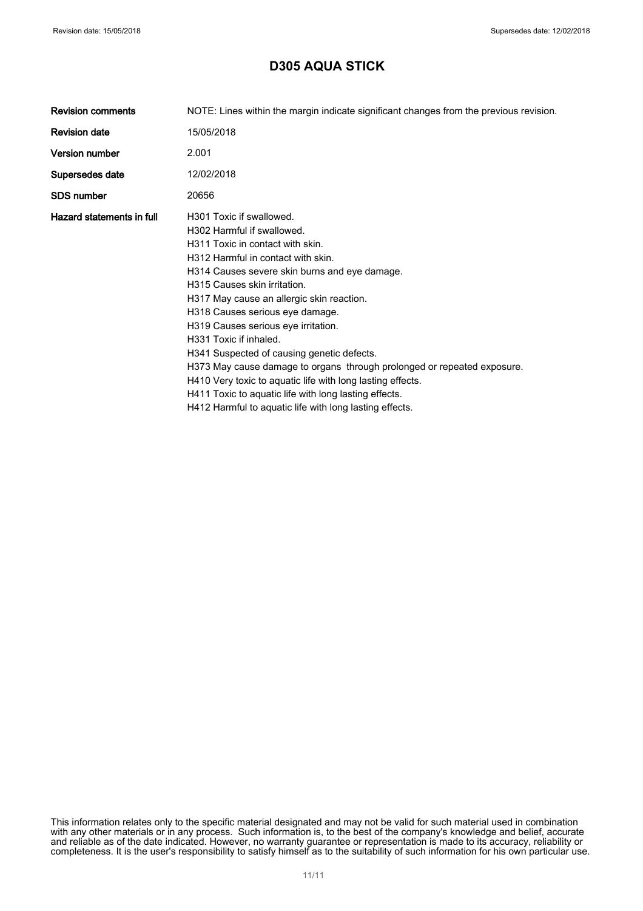# D305 AQUA STICK

| | |
|---|---|
| **Revision comments** | NOTE: Lines within the margin indicate significant changes from the previous revision. |
| **Revision date** | 15/05/2018 |
| **Version number** | 2.001 |
| **Supersedes date** | 12/02/2018 |
| **SDS number** | 20656 |
| **Hazard statements in full** | H301 Toxic if swallowed.<br>H302 Harmful if swallowed.<br>H311 Toxic in contact with skin.<br>H312 Harmful in contact with skin.<br>H314 Causes severe skin burns and eye damage.<br>H315 Causes skin irritation.<br>H317 May cause an allergic skin reaction.<br>H318 Causes serious eye damage.<br>H319 Causes serious eye irritation.<br>H331 Toxic if inhaled.<br>H341 Suspected of causing genetic defects.<br>H373 May cause damage to organs through prolonged or repeated exposure.<br>H410 Very toxic to aquatic life with long lasting effects.<br>H411 Toxic to aquatic life with long lasting effects.<br>H412 Harmful to aquatic life with long lasting effects. |

This information relates only to the specific material designated and may not be valid for such material used in combination with any other materials or in any process. Such information is, to the best of the company's knowledge and belief, accurate and reliable as of the date indicated. However, no warranty guarantee or representation is made to its accuracy, reliability or completeness. It is the user's responsibility to satisfy himself as to the suitability of such information for his own particular use.